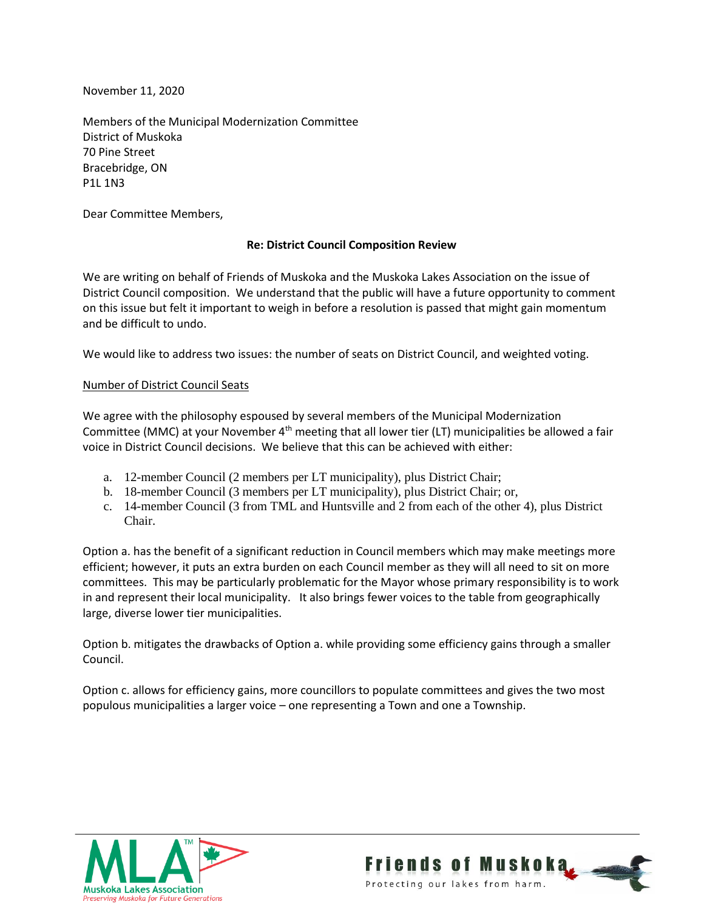November 11, 2020

Members of the Municipal Modernization Committee
District of Muskoka
70 Pine Street
Bracebridge, ON
P1L 1N3

Dear Committee Members,

**Re: District Council Composition Review**

We are writing on behalf of Friends of Muskoka and the Muskoka Lakes Association on the issue of District Council composition. We understand that the public will have a future opportunity to comment on this issue but felt it important to weigh in before a resolution is passed that might gain momentum and be difficult to undo.

We would like to address two issues: the number of seats on District Council, and weighted voting.

Number of District Council Seats

We agree with the philosophy espoused by several members of the Municipal Modernization Committee (MMC) at your November 4th meeting that all lower tier (LT) municipalities be allowed a fair voice in District Council decisions. We believe that this can be achieved with either:

a. 12-member Council (2 members per LT municipality), plus District Chair;
b. 18-member Council (3 members per LT municipality), plus District Chair; or,
c. 14-member Council (3 from TML and Huntsville and 2 from each of the other 4), plus District Chair.

Option a. has the benefit of a significant reduction in Council members which may make meetings more efficient; however, it puts an extra burden on each Council member as they will all need to sit on more committees. This may be particularly problematic for the Mayor whose primary responsibility is to work in and represent their local municipality. It also brings fewer voices to the table from geographically large, diverse lower tier municipalities.

Option b. mitigates the drawbacks of Option a. while providing some efficiency gains through a smaller Council.

Option c. allows for efficiency gains, more councillors to populate committees and gives the two most populous municipalities a larger voice – one representing a Town and one a Township.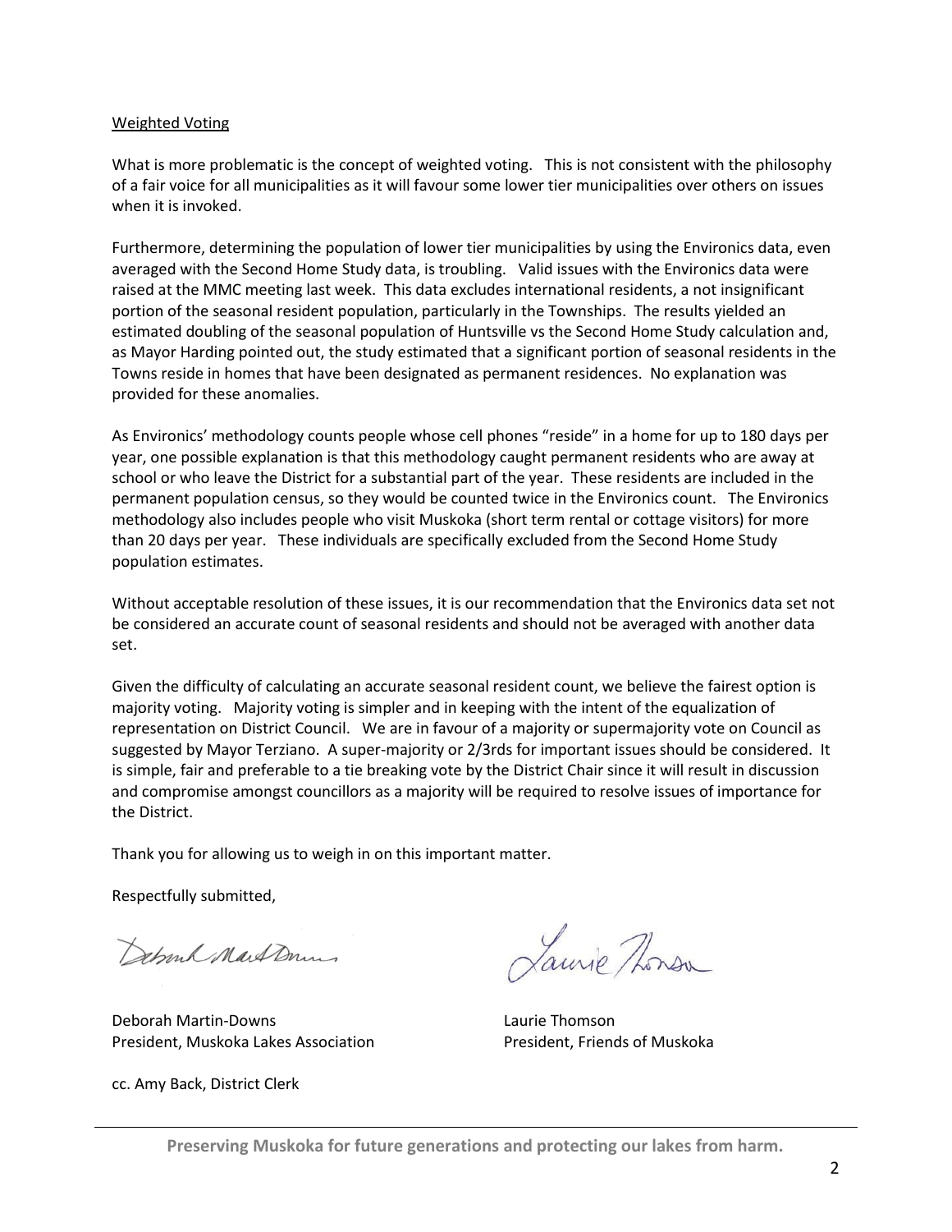Weighted Voting

What is more problematic is the concept of weighted voting. This is not consistent with the philosophy of a fair voice for all municipalities as it will favour some lower tier municipalities over others on issues when it is invoked.

Furthermore, determining the population of lower tier municipalities by using the Environics data, even averaged with the Second Home Study data, is troubling. Valid issues with the Environics data were raised at the MMC meeting last week. This data excludes international residents, a not insignificant portion of the seasonal resident population, particularly in the Townships. The results yielded an estimated doubling of the seasonal population of Huntsville vs the Second Home Study calculation and, as Mayor Harding pointed out, the study estimated that a significant portion of seasonal residents in the Towns reside in homes that have been designated as permanent residences. No explanation was provided for these anomalies.

As Environics' methodology counts people whose cell phones "reside" in a home for up to 180 days per year, one possible explanation is that this methodology caught permanent residents who are away at school or who leave the District for a substantial part of the year. These residents are included in the permanent population census, so they would be counted twice in the Environics count. The Environics methodology also includes people who visit Muskoka (short term rental or cottage visitors) for more than 20 days per year. These individuals are specifically excluded from the Second Home Study population estimates.

Without acceptable resolution of these issues, it is our recommendation that the Environics data set not be considered an accurate count of seasonal residents and should not be averaged with another data set.

Given the difficulty of calculating an accurate seasonal resident count, we believe the fairest option is majority voting. Majority voting is simpler and in keeping with the intent of the equalization of representation on District Council. We are in favour of a majority or supermajority vote on Council as suggested by Mayor Terziano. A super-majority or 2/3rds for important issues should be considered. It is simple, fair and preferable to a tie breaking vote by the District Chair since it will result in discussion and compromise amongst councillors as a majority will be required to resolve issues of importance for the District.

Thank you for allowing us to weigh in on this important matter.

Respectfully submitted,

Deborah Martin-Downs
President, Muskoka Lakes Association

Laurie Thomson
President, Friends of Muskoka

cc. Amy Back, District Clerk

**Preserving Muskoka for future generations and protecting our lakes from harm.**